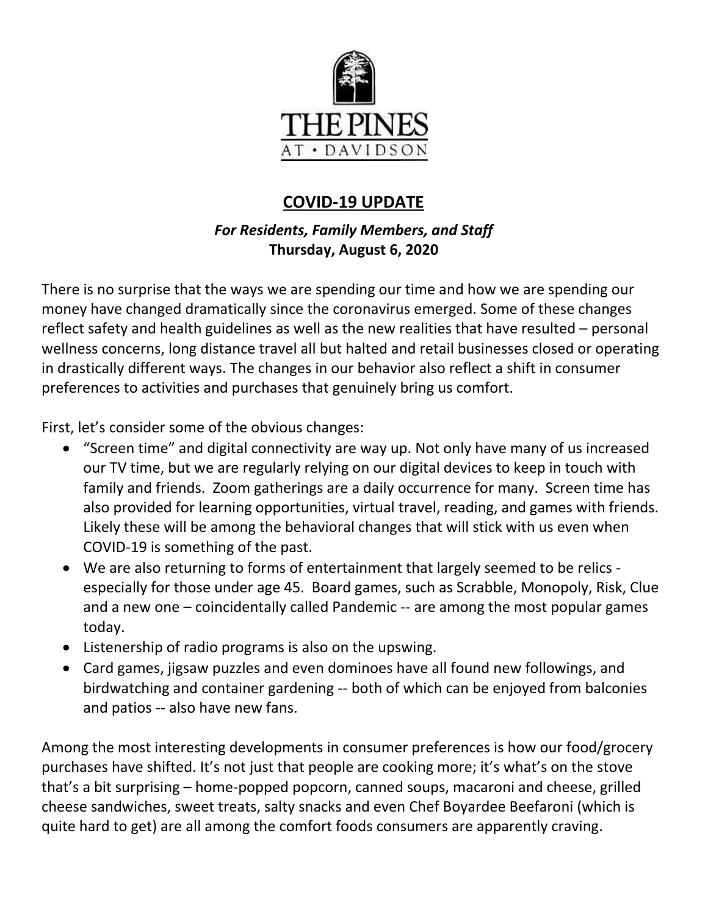THE PINES AT • DAVIDSON

## COVID-19 UPDATE

***For Residents, Family Members, and Staff***
**Thursday, August 6, 2020**

There is no surprise that the ways we are spending our time and how we are spending our money have changed dramatically since the coronavirus emerged. Some of these changes reflect safety and health guidelines as well as the new realities that have resulted – personal wellness concerns, long distance travel all but halted and retail businesses closed or operating in drastically different ways. The changes in our behavior also reflect a shift in consumer preferences to activities and purchases that genuinely bring us comfort.

First, let's consider some of the obvious changes:

- "Screen time" and digital connectivity are way up. Not only have many of us increased our TV time, but we are regularly relying on our digital devices to keep in touch with family and friends. Zoom gatherings are a daily occurrence for many. Screen time has also provided for learning opportunities, virtual travel, reading, and games with friends. Likely these will be among the behavioral changes that will stick with us even when COVID-19 is something of the past.
- We are also returning to forms of entertainment that largely seemed to be relics - especially for those under age 45. Board games, such as Scrabble, Monopoly, Risk, Clue and a new one – coincidentally called Pandemic -- are among the most popular games today.
- Listenership of radio programs is also on the upswing.
- Card games, jigsaw puzzles and even dominoes have all found new followings, and birdwatching and container gardening -- both of which can be enjoyed from balconies and patios -- also have new fans.

Among the most interesting developments in consumer preferences is how our food/grocery purchases have shifted. It's not just that people are cooking more; it's what's on the stove that's a bit surprising – home-popped popcorn, canned soups, macaroni and cheese, grilled cheese sandwiches, sweet treats, salty snacks and even Chef Boyardee Beefaroni (which is quite hard to get) are all among the comfort foods consumers are apparently craving.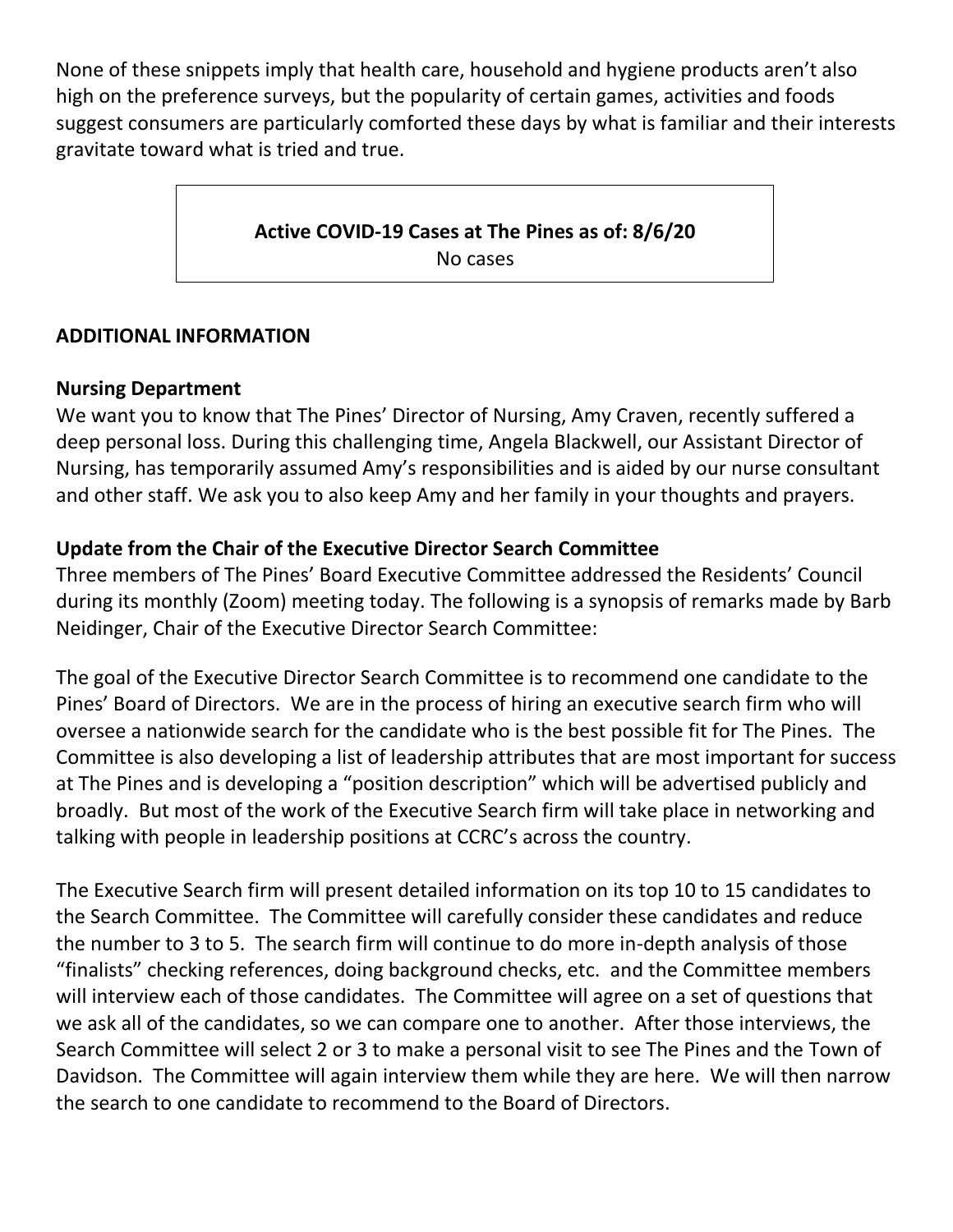None of these snippets imply that health care, household and hygiene products aren't also high on the preference surveys, but the popularity of certain games, activities and foods suggest consumers are particularly comforted these days by what is familiar and their interests gravitate toward what is tried and true.

**Active COVID-19 Cases at The Pines as of: 8/6/20**
No cases

## ADDITIONAL INFORMATION

### Nursing Department

We want you to know that The Pines' Director of Nursing, Amy Craven, recently suffered a deep personal loss. During this challenging time, Angela Blackwell, our Assistant Director of Nursing, has temporarily assumed Amy's responsibilities and is aided by our nurse consultant and other staff. We ask you to also keep Amy and her family in your thoughts and prayers.

### Update from the Chair of the Executive Director Search Committee

Three members of The Pines' Board Executive Committee addressed the Residents' Council during its monthly (Zoom) meeting today. The following is a synopsis of remarks made by Barb Neidinger, Chair of the Executive Director Search Committee:

The goal of the Executive Director Search Committee is to recommend one candidate to the Pines' Board of Directors. We are in the process of hiring an executive search firm who will oversee a nationwide search for the candidate who is the best possible fit for The Pines. The Committee is also developing a list of leadership attributes that are most important for success at The Pines and is developing a "position description" which will be advertised publicly and broadly. But most of the work of the Executive Search firm will take place in networking and talking with people in leadership positions at CCRC's across the country.

The Executive Search firm will present detailed information on its top 10 to 15 candidates to the Search Committee. The Committee will carefully consider these candidates and reduce the number to 3 to 5. The search firm will continue to do more in-depth analysis of those "finalists" checking references, doing background checks, etc. and the Committee members will interview each of those candidates. The Committee will agree on a set of questions that we ask all of the candidates, so we can compare one to another. After those interviews, the Search Committee will select 2 or 3 to make a personal visit to see The Pines and the Town of Davidson. The Committee will again interview them while they are here. We will then narrow the search to one candidate to recommend to the Board of Directors.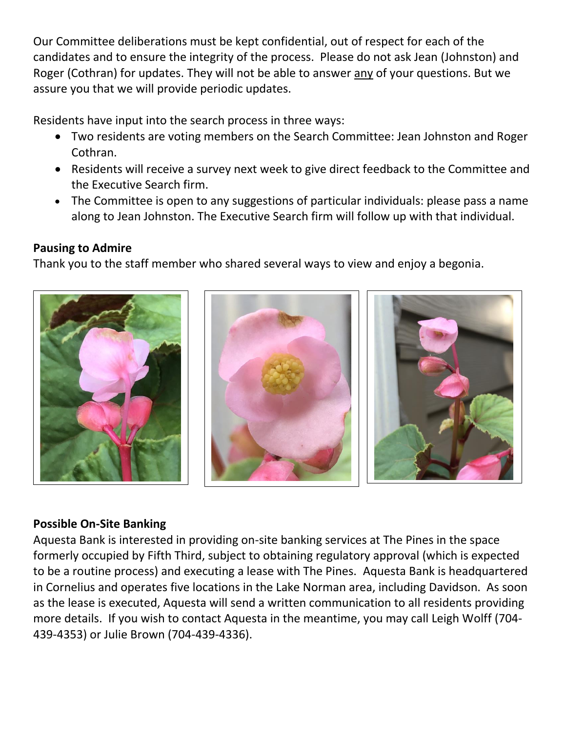Our Committee deliberations must be kept confidential, out of respect for each of the candidates and to ensure the integrity of the process. Please do not ask Jean (Johnston) and Roger (Cothran) for updates. They will not be able to answer <u>any</u> of your questions. But we assure you that we will provide periodic updates.

Residents have input into the search process in three ways:

- Two residents are voting members on the Search Committee: Jean Johnston and Roger Cothran.
- Residents will receive a survey next week to give direct feedback to the Committee and the Executive Search firm.
- The Committee is open to any suggestions of particular individuals: please pass a name along to Jean Johnston. The Executive Search firm will follow up with that individual.

**Pausing to Admire**

Thank you to the staff member who shared several ways to view and enjoy a begonia.

**Possible On-Site Banking**

Aquesta Bank is interested in providing on-site banking services at The Pines in the space formerly occupied by Fifth Third, subject to obtaining regulatory approval (which is expected to be a routine process) and executing a lease with The Pines. Aquesta Bank is headquartered in Cornelius and operates five locations in the Lake Norman area, including Davidson. As soon as the lease is executed, Aquesta will send a written communication to all residents providing more details. If you wish to contact Aquesta in the meantime, you may call Leigh Wolff (704-439-4353) or Julie Brown (704-439-4336).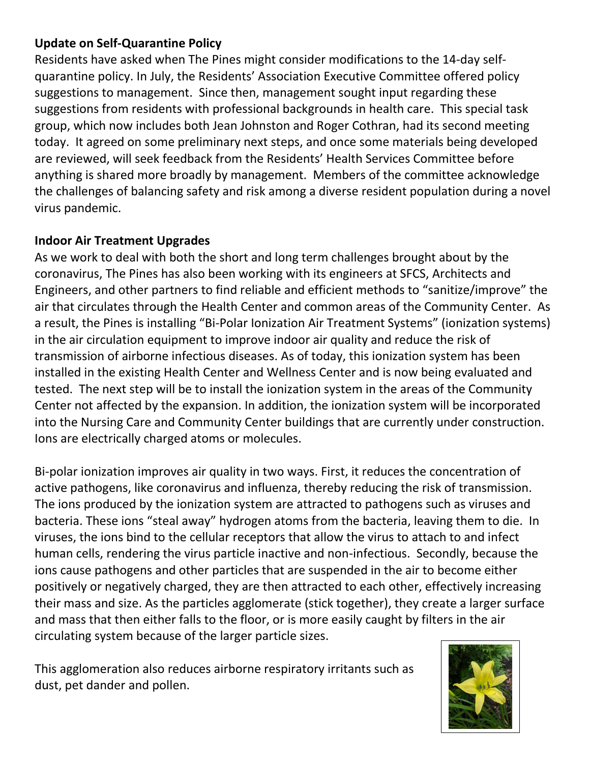**Update on Self-Quarantine Policy**

Residents have asked when The Pines might consider modifications to the 14-day self-quarantine policy. In July, the Residents' Association Executive Committee offered policy suggestions to management. Since then, management sought input regarding these suggestions from residents with professional backgrounds in health care. This special task group, which now includes both Jean Johnston and Roger Cothran, had its second meeting today. It agreed on some preliminary next steps, and once some materials being developed are reviewed, will seek feedback from the Residents' Health Services Committee before anything is shared more broadly by management. Members of the committee acknowledge the challenges of balancing safety and risk among a diverse resident population during a novel virus pandemic.

**Indoor Air Treatment Upgrades**

As we work to deal with both the short and long term challenges brought about by the coronavirus, The Pines has also been working with its engineers at SFCS, Architects and Engineers, and other partners to find reliable and efficient methods to "sanitize/improve" the air that circulates through the Health Center and common areas of the Community Center. As a result, the Pines is installing "Bi-Polar Ionization Air Treatment Systems" (ionization systems) in the air circulation equipment to improve indoor air quality and reduce the risk of transmission of airborne infectious diseases. As of today, this ionization system has been installed in the existing Health Center and Wellness Center and is now being evaluated and tested. The next step will be to install the ionization system in the areas of the Community Center not affected by the expansion. In addition, the ionization system will be incorporated into the Nursing Care and Community Center buildings that are currently under construction. Ions are electrically charged atoms or molecules.

Bi-polar ionization improves air quality in two ways. First, it reduces the concentration of active pathogens, like coronavirus and influenza, thereby reducing the risk of transmission. The ions produced by the ionization system are attracted to pathogens such as viruses and bacteria. These ions "steal away" hydrogen atoms from the bacteria, leaving them to die. In viruses, the ions bind to the cellular receptors that allow the virus to attach to and infect human cells, rendering the virus particle inactive and non-infectious. Secondly, because the ions cause pathogens and other particles that are suspended in the air to become either positively or negatively charged, they are then attracted to each other, effectively increasing their mass and size. As the particles agglomerate (stick together), they create a larger surface and mass that then either falls to the floor, or is more easily caught by filters in the air circulating system because of the larger particle sizes.

This agglomeration also reduces airborne respiratory irritants such as dust, pet dander and pollen.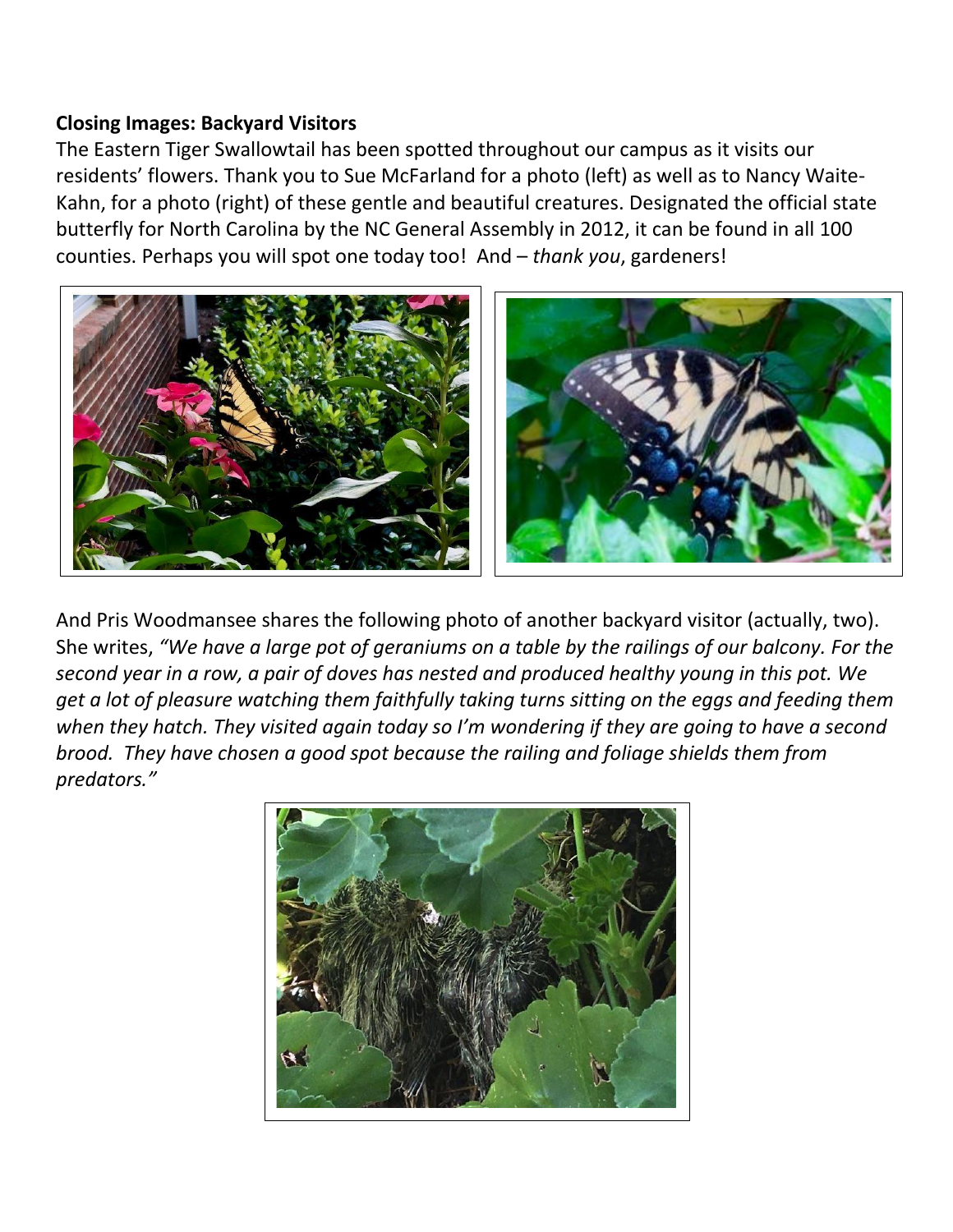**Closing Images: Backyard Visitors**

The Eastern Tiger Swallowtail has been spotted throughout our campus as it visits our residents' flowers. Thank you to Sue McFarland for a photo (left) as well as to Nancy Waite-Kahn, for a photo (right) of these gentle and beautiful creatures. Designated the official state butterfly for North Carolina by the NC General Assembly in 2012, it can be found in all 100 counties. Perhaps you will spot one today too! And – *thank you*, gardeners!

And Pris Woodmansee shares the following photo of another backyard visitor (actually, two). She writes, *"We have a large pot of geraniums on a table by the railings of our balcony. For the second year in a row, a pair of doves has nested and produced healthy young in this pot. We get a lot of pleasure watching them faithfully taking turns sitting on the eggs and feeding them when they hatch. They visited again today so I'm wondering if they are going to have a second brood. They have chosen a good spot because the railing and foliage shields them from predators."*